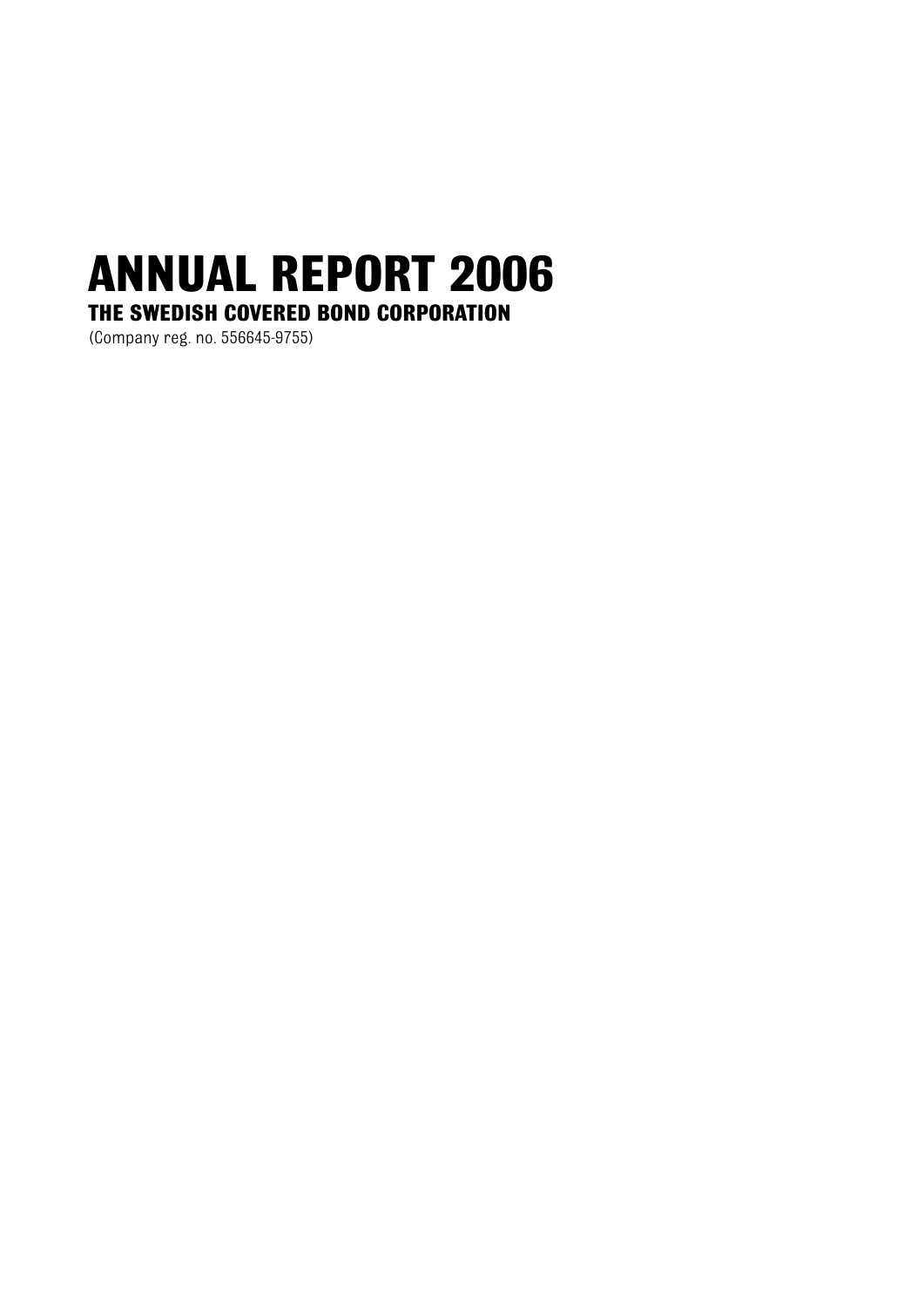# ANNUAL REPORT 2006

## THE SWEDISH COVERED BOND CORPORATION

(Company reg. no. 556645-9755)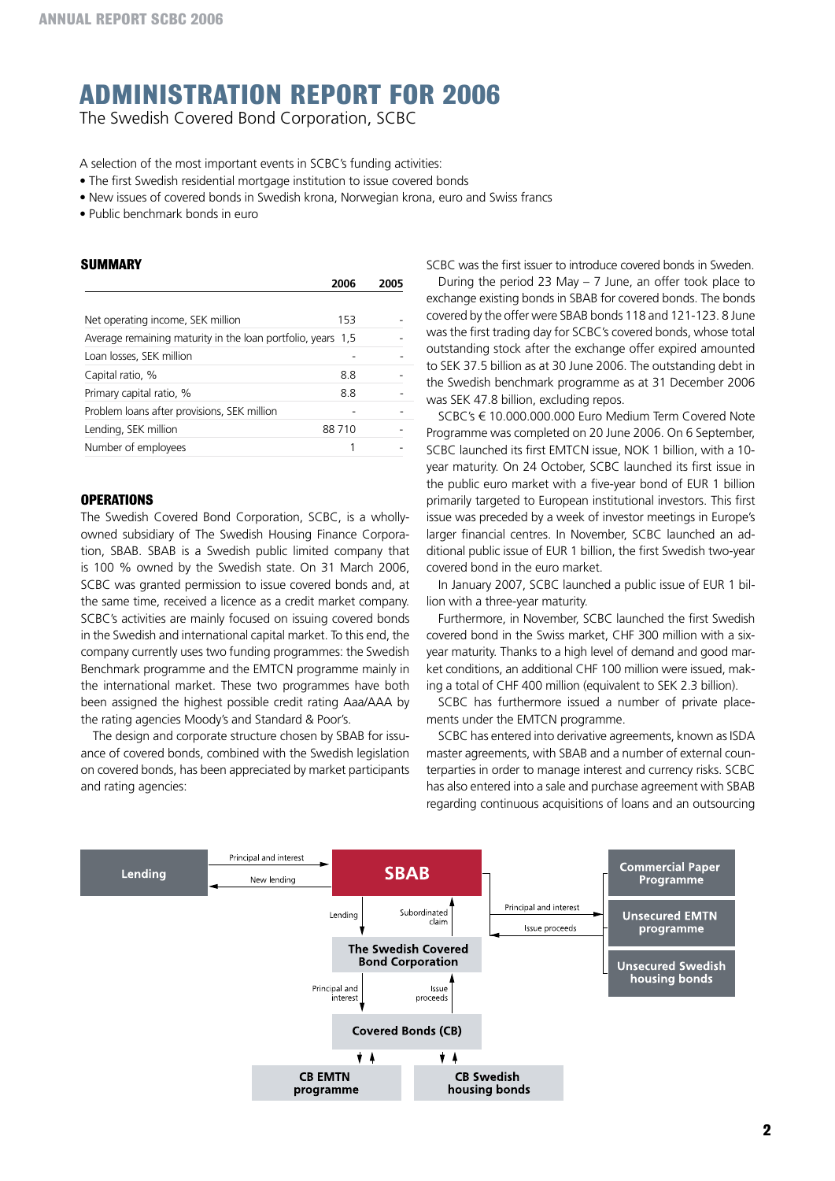# ADMINISTRATION REPORT FOR 2006

The Swedish Covered Bond Corporation, SCBC

A selection of the most important events in SCBC's funding activities:

- The first Swedish residential mortgage institution to issue covered bonds
- New issues of covered bonds in Swedish krona, Norwegian krona, euro and Swiss francs
- Public benchmark bonds in euro

## SUMMARY

| | 2006 | 2005 |
|---|---|---|
| Net operating income, SEK million | 153 | - |
| Average remaining maturity in the loan portfolio, years | 1,5 | - |
| Loan losses, SEK million | - | - |
| Capital ratio, % | 8.8 | - |
| Primary capital ratio, % | 8.8 | - |
| Problem loans after provisions, SEK million | - | - |
| Lending, SEK million | 88 710 | - |
| Number of employees | 1 | - |

## OPERATIONS

The Swedish Covered Bond Corporation, SCBC, is a wholly-owned subsidiary of The Swedish Housing Finance Corporation, SBAB. SBAB is a Swedish public limited company that is 100 % owned by the Swedish state. On 31 March 2006, SCBC was granted permission to issue covered bonds and, at the same time, received a licence as a credit market company. SCBC's activities are mainly focused on issuing covered bonds in the Swedish and international capital market. To this end, the company currently uses two funding programmes: the Swedish Benchmark programme and the EMTCN programme mainly in the international market. These two programmes have both been assigned the highest possible credit rating Aaa/AAA by the rating agencies Moody's and Standard & Poor's.

The design and corporate structure chosen by SBAB for issuance of covered bonds, combined with the Swedish legislation on covered bonds, has been appreciated by market participants and rating agencies:

SCBC was the first issuer to introduce covered bonds in Sweden.

During the period 23 May – 7 June, an offer took place to exchange existing bonds in SBAB for covered bonds. The bonds covered by the offer were SBAB bonds 118 and 121-123. 8 June was the first trading day for SCBC's covered bonds, whose total outstanding stock after the exchange offer expired amounted to SEK 37.5 billion as at 30 June 2006. The outstanding debt in the Swedish benchmark programme as at 31 December 2006 was SEK 47.8 billion, excluding repos.

SCBC's € 10.000.000.000 Euro Medium Term Covered Note Programme was completed on 20 June 2006. On 6 September, SCBC launched its first EMTCN issue, NOK 1 billion, with a 10-year maturity. On 24 October, SCBC launched its first issue in the public euro market with a five-year bond of EUR 1 billion primarily targeted to European institutional investors. This first issue was preceded by a week of investor meetings in Europe's larger financial centres. In November, SCBC launched an additional public issue of EUR 1 billion, the first Swedish two-year covered bond in the euro market.

In January 2007, SCBC launched a public issue of EUR 1 billion with a three-year maturity.

Furthermore, in November, SCBC launched the first Swedish covered bond in the Swiss market, CHF 300 million with a six-year maturity. Thanks to a high level of demand and good market conditions, an additional CHF 100 million were issued, making a total of CHF 400 million (equivalent to SEK 2.3 billion).

SCBC has furthermore issued a number of private placements under the EMTCN programme.

SCBC has entered into derivative agreements, known as ISDA master agreements, with SBAB and a number of external counterparties in order to manage interest and currency risks. SCBC has also entered into a sale and purchase agreement with SBAB regarding continuous acquisitions of loans and an outsourcing

Lending — Principal and interest / New lending — SBAB

SBAB — Lending / Subordinated claim — The Swedish Covered Bond Corporation

SBAB — Principal and interest / Issue proceeds — Commercial Paper Programme; Unsecured EMTN programme; Unsecured Swedish housing bonds

The Swedish Covered Bond Corporation — Principal and interest / Issue proceeds — Covered Bonds (CB)

Covered Bonds (CB) — CB EMTN programme; CB Swedish housing bonds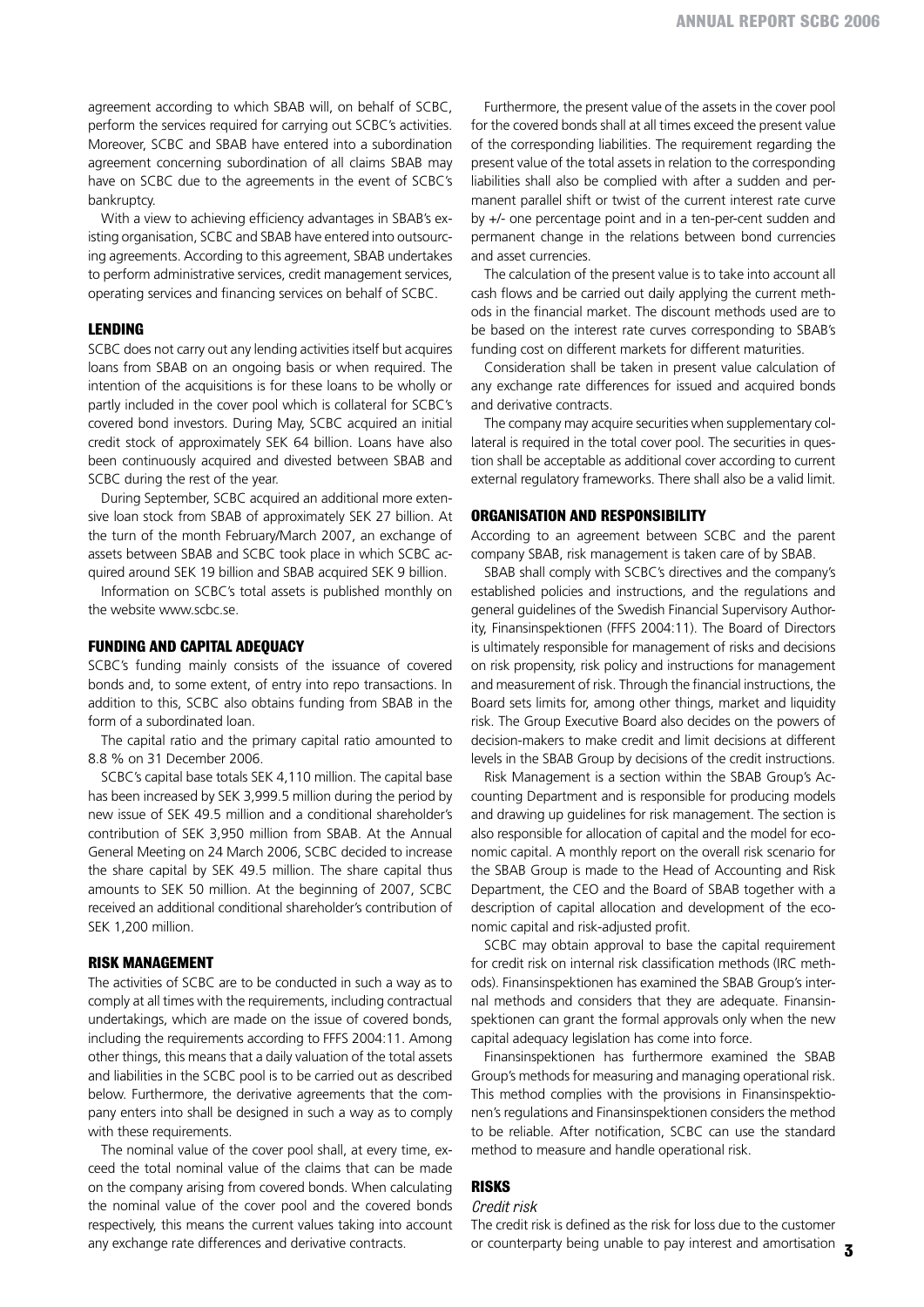agreement according to which SBAB will, on behalf of SCBC, perform the services required for carrying out SCBC's activities. Moreover, SCBC and SBAB have entered into a subordination agreement concerning subordination of all claims SBAB may have on SCBC due to the agreements in the event of SCBC's bankruptcy.

With a view to achieving efficiency advantages in SBAB's existing organisation, SCBC and SBAB have entered into outsourcing agreements. According to this agreement, SBAB undertakes to perform administrative services, credit management services, operating services and financing services on behalf of SCBC.

## LENDING

SCBC does not carry out any lending activities itself but acquires loans from SBAB on an ongoing basis or when required. The intention of the acquisitions is for these loans to be wholly or partly included in the cover pool which is collateral for SCBC's covered bond investors. During May, SCBC acquired an initial credit stock of approximately SEK 64 billion. Loans have also been continuously acquired and divested between SBAB and SCBC during the rest of the year.

During September, SCBC acquired an additional more extensive loan stock from SBAB of approximately SEK 27 billion. At the turn of the month February/March 2007, an exchange of assets between SBAB and SCBC took place in which SCBC acquired around SEK 19 billion and SBAB acquired SEK 9 billion.

Information on SCBC's total assets is published monthly on the website www.scbc.se.

## FUNDING AND CAPITAL ADEQUACY

SCBC's funding mainly consists of the issuance of covered bonds and, to some extent, of entry into repo transactions. In addition to this, SCBC also obtains funding from SBAB in the form of a subordinated loan.

The capital ratio and the primary capital ratio amounted to 8.8 % on 31 December 2006.

SCBC's capital base totals SEK 4,110 million. The capital base has been increased by SEK 3,999.5 million during the period by new issue of SEK 49.5 million and a conditional shareholder's contribution of SEK 3,950 million from SBAB. At the Annual General Meeting on 24 March 2006, SCBC decided to increase the share capital by SEK 49.5 million. The share capital thus amounts to SEK 50 million. At the beginning of 2007, SCBC received an additional conditional shareholder's contribution of SEK 1,200 million.

## RISK MANAGEMENT

The activities of SCBC are to be conducted in such a way as to comply at all times with the requirements, including contractual undertakings, which are made on the issue of covered bonds, including the requirements according to FFFS 2004:11. Among other things, this means that a daily valuation of the total assets and liabilities in the SCBC pool is to be carried out as described below. Furthermore, the derivative agreements that the company enters into shall be designed in such a way as to comply with these requirements.

The nominal value of the cover pool shall, at every time, exceed the total nominal value of the claims that can be made on the company arising from covered bonds. When calculating the nominal value of the cover pool and the covered bonds respectively, this means the current values taking into account any exchange rate differences and derivative contracts.

Furthermore, the present value of the assets in the cover pool for the covered bonds shall at all times exceed the present value of the corresponding liabilities. The requirement regarding the present value of the total assets in relation to the corresponding liabilities shall also be complied with after a sudden and permanent parallel shift or twist of the current interest rate curve by +/- one percentage point and in a ten-per-cent sudden and permanent change in the relations between bond currencies and asset currencies.

The calculation of the present value is to take into account all cash flows and be carried out daily applying the current methods in the financial market. The discount methods used are to be based on the interest rate curves corresponding to SBAB's funding cost on different markets for different maturities.

Consideration shall be taken in present value calculation of any exchange rate differences for issued and acquired bonds and derivative contracts.

The company may acquire securities when supplementary collateral is required in the total cover pool. The securities in question shall be acceptable as additional cover according to current external regulatory frameworks. There shall also be a valid limit.

## ORGANISATION AND RESPONSIBILITY

According to an agreement between SCBC and the parent company SBAB, risk management is taken care of by SBAB.

SBAB shall comply with SCBC's directives and the company's established policies and instructions, and the regulations and general guidelines of the Swedish Financial Supervisory Authority, Finansinspektionen (FFFS 2004:11). The Board of Directors is ultimately responsible for management of risks and decisions on risk propensity, risk policy and instructions for management and measurement of risk. Through the financial instructions, the Board sets limits for, among other things, market and liquidity risk. The Group Executive Board also decides on the powers of decision-makers to make credit and limit decisions at different levels in the SBAB Group by decisions of the credit instructions.

Risk Management is a section within the SBAB Group's Accounting Department and is responsible for producing models and drawing up guidelines for risk management. The section is also responsible for allocation of capital and the model for economic capital. A monthly report on the overall risk scenario for the SBAB Group is made to the Head of Accounting and Risk Department, the CEO and the Board of SBAB together with a description of capital allocation and development of the economic capital and risk-adjusted profit.

SCBC may obtain approval to base the capital requirement for credit risk on internal risk classification methods (IRC methods). Finansinspektionen has examined the SBAB Group's internal methods and considers that they are adequate. Finansinspektionen can grant the formal approvals only when the new capital adequacy legislation has come into force.

Finansinspektionen has furthermore examined the SBAB Group's methods for measuring and managing operational risk. This method complies with the provisions in Finansinspektionen's regulations and Finansinspektionen considers the method to be reliable. After notification, SCBC can use the standard method to measure and handle operational risk.

## RISKS

### *Credit risk*

The credit risk is defined as the risk for loss due to the customer or counterparty being unable to pay interest and amortisation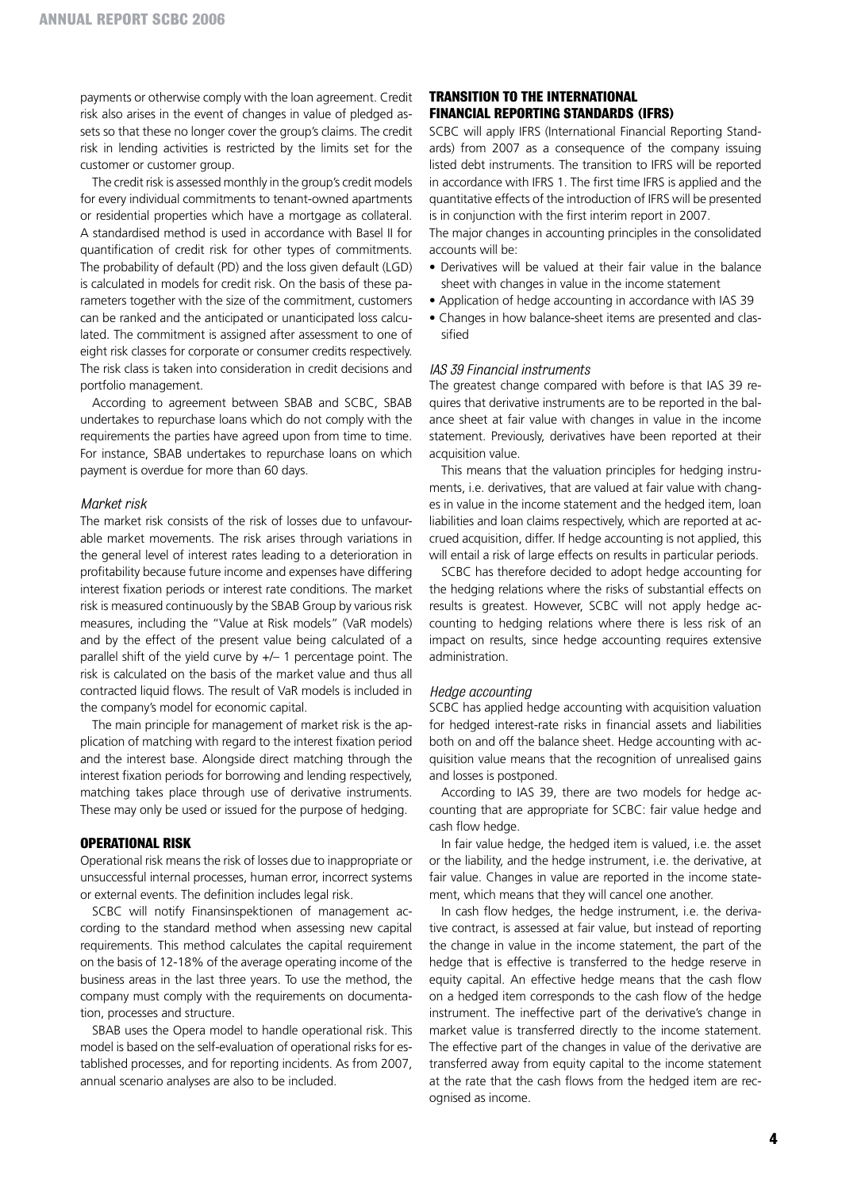payments or otherwise comply with the loan agreement. Credit risk also arises in the event of changes in value of pledged assets so that these no longer cover the group's claims. The credit risk in lending activities is restricted by the limits set for the customer or customer group.

The credit risk is assessed monthly in the group's credit models for every individual commitments to tenant-owned apartments or residential properties which have a mortgage as collateral. A standardised method is used in accordance with Basel II for quantification of credit risk for other types of commitments. The probability of default (PD) and the loss given default (LGD) is calculated in models for credit risk. On the basis of these parameters together with the size of the commitment, customers can be ranked and the anticipated or unanticipated loss calculated. The commitment is assigned after assessment to one of eight risk classes for corporate or consumer credits respectively. The risk class is taken into consideration in credit decisions and portfolio management.

According to agreement between SBAB and SCBC, SBAB undertakes to repurchase loans which do not comply with the requirements the parties have agreed upon from time to time. For instance, SBAB undertakes to repurchase loans on which payment is overdue for more than 60 days.

### *Market risk*

The market risk consists of the risk of losses due to unfavourable market movements. The risk arises through variations in the general level of interest rates leading to a deterioration in profitability because future income and expenses have differing interest fixation periods or interest rate conditions. The market risk is measured continuously by the SBAB Group by various risk measures, including the "Value at Risk models" (VaR models) and by the effect of the present value being calculated of a parallel shift of the yield curve by +/– 1 percentage point. The risk is calculated on the basis of the market value and thus all contracted liquid flows. The result of VaR models is included in the company's model for economic capital.

The main principle for management of market risk is the application of matching with regard to the interest fixation period and the interest base. Alongside direct matching through the interest fixation periods for borrowing and lending respectively, matching takes place through use of derivative instruments. These may only be used or issued for the purpose of hedging.

## OPERATIONAL RISK

Operational risk means the risk of losses due to inappropriate or unsuccessful internal processes, human error, incorrect systems or external events. The definition includes legal risk.

SCBC will notify Finansinspektionen of management according to the standard method when assessing new capital requirements. This method calculates the capital requirement on the basis of 12-18% of the average operating income of the business areas in the last three years. To use the method, the company must comply with the requirements on documentation, processes and structure.

SBAB uses the Opera model to handle operational risk. This model is based on the self-evaluation of operational risks for established processes, and for reporting incidents. As from 2007, annual scenario analyses are also to be included.

## TRANSITION TO THE INTERNATIONAL FINANCIAL REPORTING STANDARDS (IFRS)

SCBC will apply IFRS (International Financial Reporting Standards) from 2007 as a consequence of the company issuing listed debt instruments. The transition to IFRS will be reported in accordance with IFRS 1. The first time IFRS is applied and the quantitative effects of the introduction of IFRS will be presented is in conjunction with the first interim report in 2007.

The major changes in accounting principles in the consolidated accounts will be:

- Derivatives will be valued at their fair value in the balance sheet with changes in value in the income statement
- Application of hedge accounting in accordance with IAS 39
- Changes in how balance-sheet items are presented and classified

### *IAS 39 Financial instruments*

The greatest change compared with before is that IAS 39 requires that derivative instruments are to be reported in the balance sheet at fair value with changes in value in the income statement. Previously, derivatives have been reported at their acquisition value.

This means that the valuation principles for hedging instruments, i.e. derivatives, that are valued at fair value with changes in value in the income statement and the hedged item, loan liabilities and loan claims respectively, which are reported at accrued acquisition value, differ. If hedge accounting is not applied, this will entail a risk of large effects on results in particular periods.

SCBC has therefore decided to adopt hedge accounting for the hedging relations where the risks of substantial effects on results is greatest. However, SCBC will not apply hedge accounting to hedging relations where there is less risk of an impact on results, since hedge accounting requires extensive administration.

### *Hedge accounting*

SCBC has applied hedge accounting with acquisition valuation for hedged interest-rate risks in financial assets and liabilities both on and off the balance sheet. Hedge accounting with acquisition value means that the recognition of unrealised gains and losses is postponed.

According to IAS 39, there are two models for hedge accounting that are appropriate for SCBC: fair value hedge and cash flow hedge.

In fair value hedge, the hedged item is valued, i.e. the asset or the liability, and the hedge instrument, i.e. the derivative, at fair value. Changes in value are reported in the income statement, which means that they will cancel one another.

In cash flow hedges, the hedge instrument, i.e. the derivative contract, is assessed at fair value, but instead of reporting the change in value in the income statement, the part of the hedge that is effective is transferred to the hedge reserve in equity capital. An effective hedge means that the cash flow on a hedged item corresponds to the cash flow of the hedge instrument. The ineffective part of the derivative's change in market value is transferred directly to the income statement. The effective part of the changes in value of the derivative are transferred away from equity capital to the income statement at the rate that the cash flows from the hedged item are recognised as income.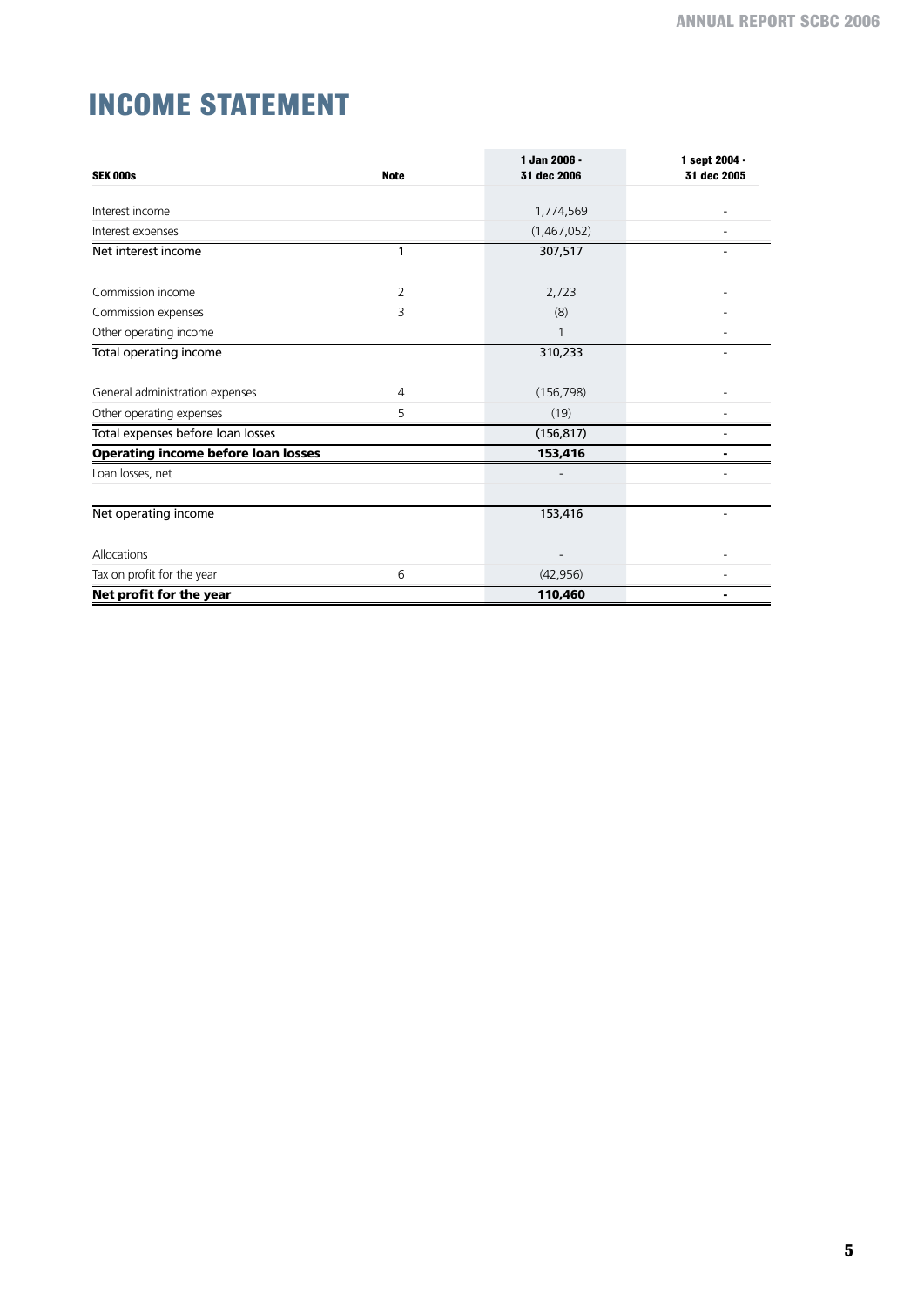# INCOME STATEMENT

| SEK 000s | Note | 1 Jan 2006 - 31 dec 2006 | 1 sept 2004 - 31 dec 2005 |
|---|---|---|---|
| Interest income | | 1,774,569 | - |
| Interest expenses | | (1,467,052) | - |
| Net interest income | 1 | 307,517 | - |
| | | | |
| Commission income | 2 | 2,723 | - |
| Commission expenses | 3 | (8) | - |
| Other operating income | | 1 | - |
| Total operating income | | 310,233 | - |
| | | | |
| General administration expenses | 4 | (156,798) | - |
| Other operating expenses | 5 | (19) | - |
| Total expenses before loan losses | | (156,817) | - |
| **Operating income before loan losses** | | **153,416** | **-** |
| Loan losses, net | | - | - |
| | | | |
| Net operating income | | 153,416 | - |
| | | | |
| Allocations | | - | - |
| Tax on profit for the year | 6 | (42,956) | - |
| **Net profit for the year** | | **110,460** | **-** |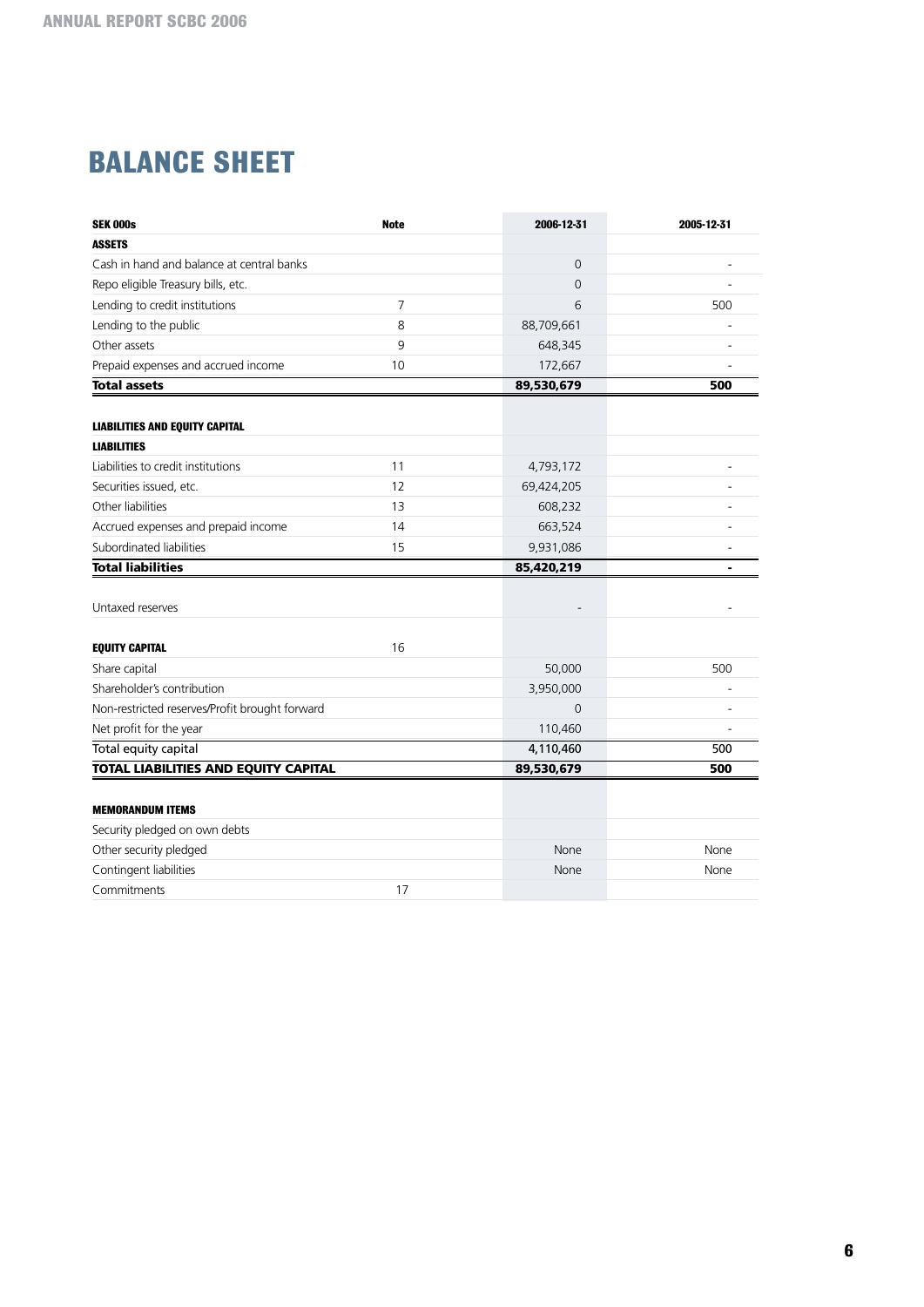# BALANCE SHEET

| SEK 000s | Note | 2006-12-31 | 2005-12-31 |
|---|---|---|---|
| **ASSETS** | | | |
| Cash in hand and balance at central banks | | 0 | - |
| Repo eligible Treasury bills, etc. | | 0 | - |
| Lending to credit institutions | 7 | 6 | 500 |
| Lending to the public | 8 | 88,709,661 | - |
| Other assets | 9 | 648,345 | - |
| Prepaid expenses and accrued income | 10 | 172,667 | - |
| **Total assets** | | **89,530,679** | **500** |
| | | | |
| **LIABILITIES AND EQUITY CAPITAL** | | | |
| **LIABILITIES** | | | |
| Liabilities to credit institutions | 11 | 4,793,172 | - |
| Securities issued, etc. | 12 | 69,424,205 | - |
| Other liabilities | 13 | 608,232 | - |
| Accrued expenses and prepaid income | 14 | 663,524 | - |
| Subordinated liabilities | 15 | 9,931,086 | - |
| **Total liabilities** | | **85,420,219** | **-** |
| | | | |
| Untaxed reserves | | - | - |
| | | | |
| **EQUITY CAPITAL** | 16 | | |
| Share capital | | 50,000 | 500 |
| Shareholder's contribution | | 3,950,000 | - |
| Non-restricted reserves/Profit brought forward | | 0 | - |
| Net profit for the year | | 110,460 | - |
| Total equity capital | | 4,110,460 | 500 |
| **TOTAL LIABILITIES AND EQUITY CAPITAL** | | **89,530,679** | **500** |
| | | | |
| **MEMORANDUM ITEMS** | | | |
| Security pledged on own debts | | | |
| Other security pledged | | None | None |
| Contingent liabilities | | None | None |
| Commitments | 17 | | |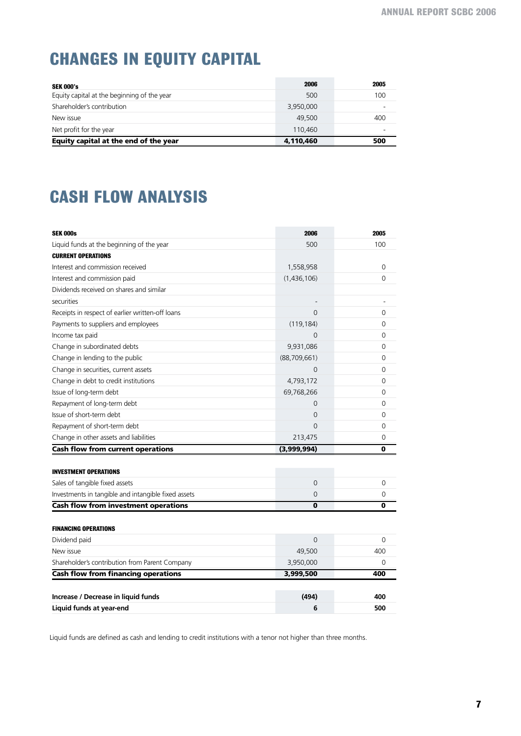# CHANGES IN EQUITY CAPITAL

| SEK 000's | 2006 | 2005 |
|---|---|---|
| Equity capital at the beginning of the year | 500 | 100 |
| Shareholder's contribution | 3,950,000 | - |
| New issue | 49,500 | 400 |
| Net profit for the year | 110,460 | - |
| **Equity capital at the end of the year** | **4,110,460** | **500** |

# CASH FLOW ANALYSIS

| SEK 000s | 2006 | 2005 |
|---|---|---|
| Liquid funds at the beginning of the year | 500 | 100 |
| **CURRENT OPERATIONS** | | |
| Interest and commission received | 1,558,958 | 0 |
| Interest and commission paid | (1,436,106) | 0 |
| Dividends received on shares and similar securities | - | - |
| Receipts in respect of earlier written-off loans | 0 | 0 |
| Payments to suppliers and employees | (119,184) | 0 |
| Income tax paid | 0 | 0 |
| Change in subordinated debts | 9,931,086 | 0 |
| Change in lending to the public | (88,709,661) | 0 |
| Change in securities, current assets | 0 | 0 |
| Change in debt to credit institutions | 4,793,172 | 0 |
| Issue of long-term debt | 69,768,266 | 0 |
| Repayment of long-term debt | 0 | 0 |
| Issue of short-term debt | 0 | 0 |
| Repayment of short-term debt | 0 | 0 |
| Change in other assets and liabilities | 213,475 | 0 |
| **Cash flow from current operations** | **(3,999,994)** | **0** |
| | | |
| **INVESTMENT OPERATIONS** | | |
| Sales of tangible fixed assets | 0 | 0 |
| Investments in tangible and intangible fixed assets | 0 | 0 |
| **Cash flow from investment operations** | **0** | **0** |
| | | |
| **FINANCING OPERATIONS** | | |
| Dividend paid | 0 | 0 |
| New issue | 49,500 | 400 |
| Shareholder's contribution from Parent Company | 3,950,000 | 0 |
| **Cash flow from financing operations** | **3,999,500** | **400** |
| | | |
| **Increase / Decrease in liquid funds** | **(494)** | **400** |
| **Liquid funds at year-end** | **6** | **500** |

Liquid funds are defined as cash and lending to credit institutions with a tenor not higher than three months.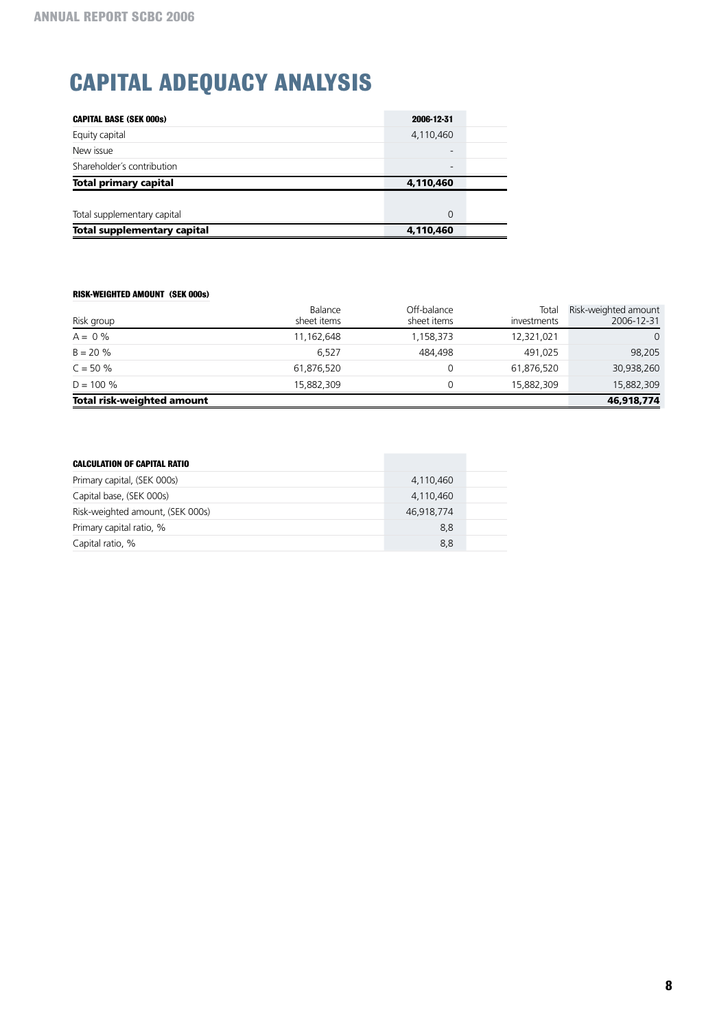# CAPITAL ADEQUACY ANALYSIS

| CAPITAL BASE (SEK 000s) | 2006-12-31 |
|---|---|
| Equity capital | 4,110,460 |
| New issue | - |
| Shareholder´s contribution | - |
| **Total primary capital** | **4,110,460** |
| | |
| Total supplementary capital | 0 |
| **Total supplementary capital** | **4,110,460** |

**RISK-WEIGHTED AMOUNT (SEK 000s)**

| Risk group | Balance sheet items | Off-balance sheet items | Total investments | Risk-weighted amount 2006-12-31 |
|---|---|---|---|---|
| A = 0 % | 11,162,648 | 1,158,373 | 12,321,021 | 0 |
| B = 20 % | 6,527 | 484,498 | 491,025 | 98,205 |
| C = 50 % | 61,876,520 | 0 | 61,876,520 | 30,938,260 |
| D = 100 % | 15,882,309 | 0 | 15,882,309 | 15,882,309 |
| **Total risk-weighted amount** | | | | **46,918,774** |

| CALCULATION OF CAPITAL RATIO | |
|---|---|
| Primary capital, (SEK 000s) | 4,110,460 |
| Capital base, (SEK 000s) | 4,110,460 |
| Risk-weighted amount, (SEK 000s) | 46,918,774 |
| Primary capital ratio, % | 8,8 |
| Capital ratio, % | 8,8 |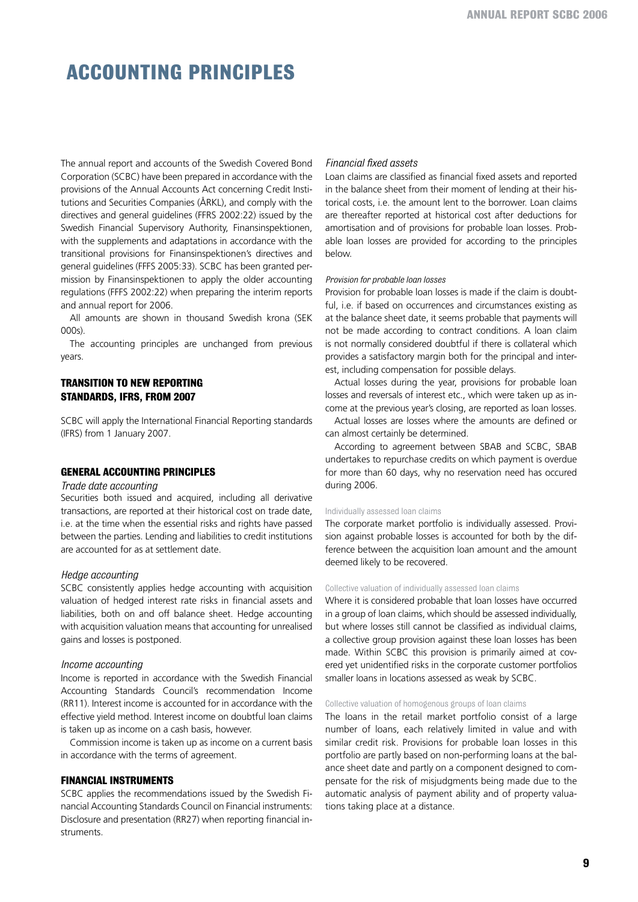# ACCOUNTING PRINCIPLES

The annual report and accounts of the Swedish Covered Bond Corporation (SCBC) have been prepared in accordance with the provisions of the Annual Accounts Act concerning Credit Institutions and Securities Companies (ÅRKL), and comply with the directives and general guidelines (FFFS 2002:22) issued by the Swedish Financial Supervisory Authority, Finansinspektionen, with the supplements and adaptations in accordance with the transitional provisions for Finansinspektionen's directives and general guidelines (FFFS 2005:33). SCBC has been granted permission by Finansinspektionen to apply the older accounting regulations (FFFS 2002:22) when preparing the interim reports and annual report for 2006.

All amounts are shown in thousand Swedish krona (SEK 000s).

The accounting principles are unchanged from previous years.

## TRANSITION TO NEW REPORTING STANDARDS, IFRS, FROM 2007

SCBC will apply the International Financial Reporting standards (IFRS) from 1 January 2007.

## GENERAL ACCOUNTING PRINCIPLES

*Trade date accounting*

Securities both issued and acquired, including all derivative transactions, are reported at their historical cost on trade date, i.e. at the time when the essential risks and rights have passed between the parties. Lending and liabilities to credit institutions are accounted for as at settlement date.

*Hedge accounting*

SCBC consistently applies hedge accounting with acquisition valuation of hedged interest rate risks in financial assets and liabilities, both on and off balance sheet. Hedge accounting with acquisition valuation means that accounting for unrealised gains and losses is postponed.

*Income accounting*

Income is reported in accordance with the Swedish Financial Accounting Standards Council's recommendation Income (RR11). Interest income is accounted for in accordance with the effective yield method. Interest income on doubtful loan claims is taken up as income on a cash basis, however.

Commission income is taken up as income on a current basis in accordance with the terms of agreement.

## FINANCIAL INSTRUMENTS

SCBC applies the recommendations issued by the Swedish Financial Accounting Standards Council on Financial instruments: Disclosure and presentation (RR27) when reporting financial instruments.

*Financial fixed assets*

Loan claims are classified as financial fixed assets and reported in the balance sheet from their moment of lending at their historical costs, i.e. the amount lent to the borrower. Loan claims are thereafter reported at historical cost after deductions for amortisation and of provisions for probable loan losses. Probable loan losses are provided for according to the principles below.

*Provision for probable loan losses*

Provision for probable loan losses is made if the claim is doubtful, i.e. if based on occurrences and circumstances existing as at the balance sheet date, it seems probable that payments will not be made according to contract conditions. A loan claim is not normally considered doubtful if there is collateral which provides a satisfactory margin both for the principal and interest, including compensation for possible delays.

Actual losses during the year, provisions for probable loan losses and reversals of interest etc., which were taken up as income at the previous year's closing, are reported as loan losses.

Actual losses are losses where the amounts are defined or can almost certainly be determined.

According to agreement between SBAB and SCBC, SBAB undertakes to repurchase credits on which payment is overdue for more than 60 days, why no reservation need has occured during 2006.

Individually assessed loan claims

The corporate market portfolio is individually assessed. Provision against probable losses is accounted for both by the difference between the acquisition loan amount and the amount deemed likely to be recovered.

Collective valuation of individually assessed loan claims

Where it is considered probable that loan losses have occurred in a group of loan claims, which should be assessed individually, but where losses still cannot be classified as individual claims, a collective group provision against these loan losses has been made. Within SCBC this provision is primarily aimed at covered yet unidentified risks in the corporate customer portfolios smaller loans in locations assessed as weak by SCBC.

Collective valuation of homogenous groups of loan claims

The loans in the retail market portfolio consist of a large number of loans, each relatively limited in value and with similar credit risk. Provisions for probable loan losses in this portfolio are partly based on non-performing loans at the balance sheet date and partly on a component designed to compensate for the risk of misjudgments being made due to the automatic analysis of payment ability and of property valuations taking place at a distance.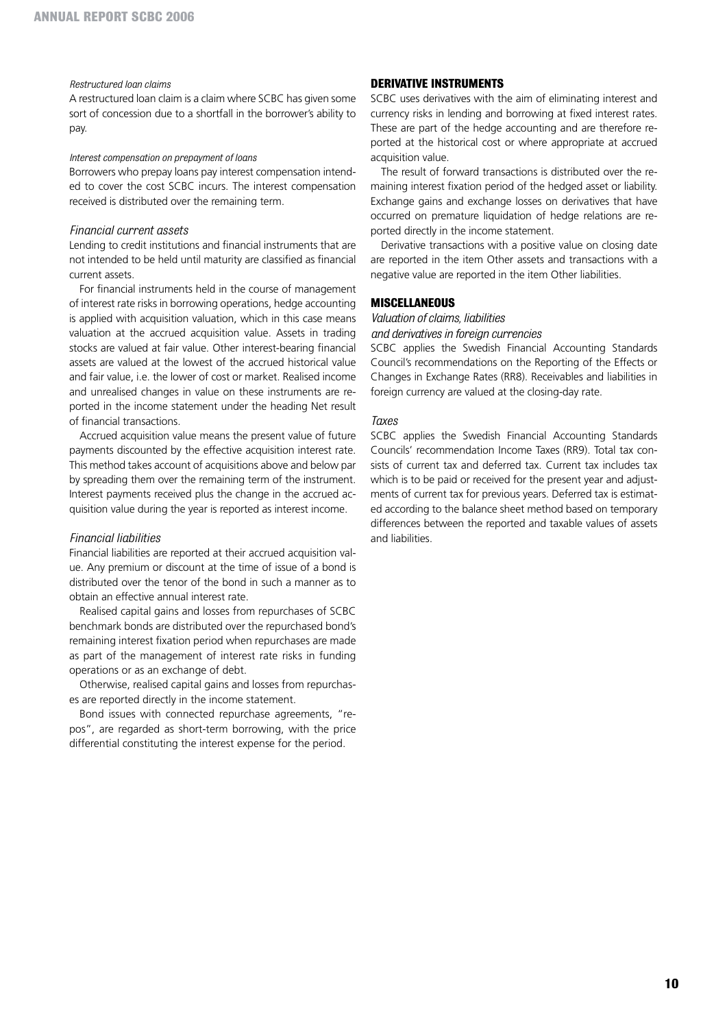*Restructured loan claims*

A restructured loan claim is a claim where SCBC has given some sort of concession due to a shortfall in the borrower's ability to pay.

*Interest compensation on prepayment of loans*

Borrowers who prepay loans pay interest compensation intended to cover the cost SCBC incurs. The interest compensation received is distributed over the remaining term.

### *Financial current assets*

Lending to credit institutions and financial instruments that are not intended to be held until maturity are classified as financial current assets.

For financial instruments held in the course of management of interest rate risks in borrowing operations, hedge accounting is applied with acquisition valuation, which in this case means valuation at the accrued acquisition value. Assets in trading stocks are valued at fair value. Other interest-bearing financial assets are valued at the lowest of the accrued historical value and fair value, i.e. the lower of cost or market. Realised income and unrealised changes in value on these instruments are reported in the income statement under the heading Net result of financial transactions.

Accrued acquisition value means the present value of future payments discounted by the effective acquisition interest rate. This method takes account of acquisitions above and below par by spreading them over the remaining term of the instrument. Interest payments received plus the change in the accrued acquisition value during the year is reported as interest income.

### *Financial liabilities*

Financial liabilities are reported at their accrued acquisition value. Any premium or discount at the time of issue of a bond is distributed over the tenor of the bond in such a manner as to obtain an effective annual interest rate.

Realised capital gains and losses from repurchases of SCBC benchmark bonds are distributed over the repurchased bond's remaining interest fixation period when repurchases are made as part of the management of interest rate risks in funding operations or as an exchange of debt.

Otherwise, realised capital gains and losses from repurchases are reported directly in the income statement.

Bond issues with connected repurchase agreements, "repos", are regarded as short-term borrowing, with the price differential constituting the interest expense for the period.

## DERIVATIVE INSTRUMENTS

SCBC uses derivatives with the aim of eliminating interest and currency risks in lending and borrowing at fixed interest rates. These are part of the hedge accounting and are therefore reported at the historical cost or where appropriate at accrued acquisition value.

The result of forward transactions is distributed over the remaining interest fixation period of the hedged asset or liability. Exchange gains and exchange losses on derivatives that have occurred on premature liquidation of hedge relations are reported directly in the income statement.

Derivative transactions with a positive value on closing date are reported in the item Other assets and transactions with a negative value are reported in the item Other liabilities.

## MISCELLANEOUS

### *Valuation of claims, liabilities and derivatives in foreign currencies*

SCBC applies the Swedish Financial Accounting Standards Council's recommendations on the Reporting of the Effects or Changes in Exchange Rates (RR8). Receivables and liabilities in foreign currency are valued at the closing-day rate.

### *Taxes*

SCBC applies the Swedish Financial Accounting Standards Councils' recommendation Income Taxes (RR9). Total tax consists of current tax and deferred tax. Current tax includes tax which is to be paid or received for the present year and adjustments of current tax for previous years. Deferred tax is estimated according to the balance sheet method based on temporary differences between the reported and taxable values of assets and liabilities.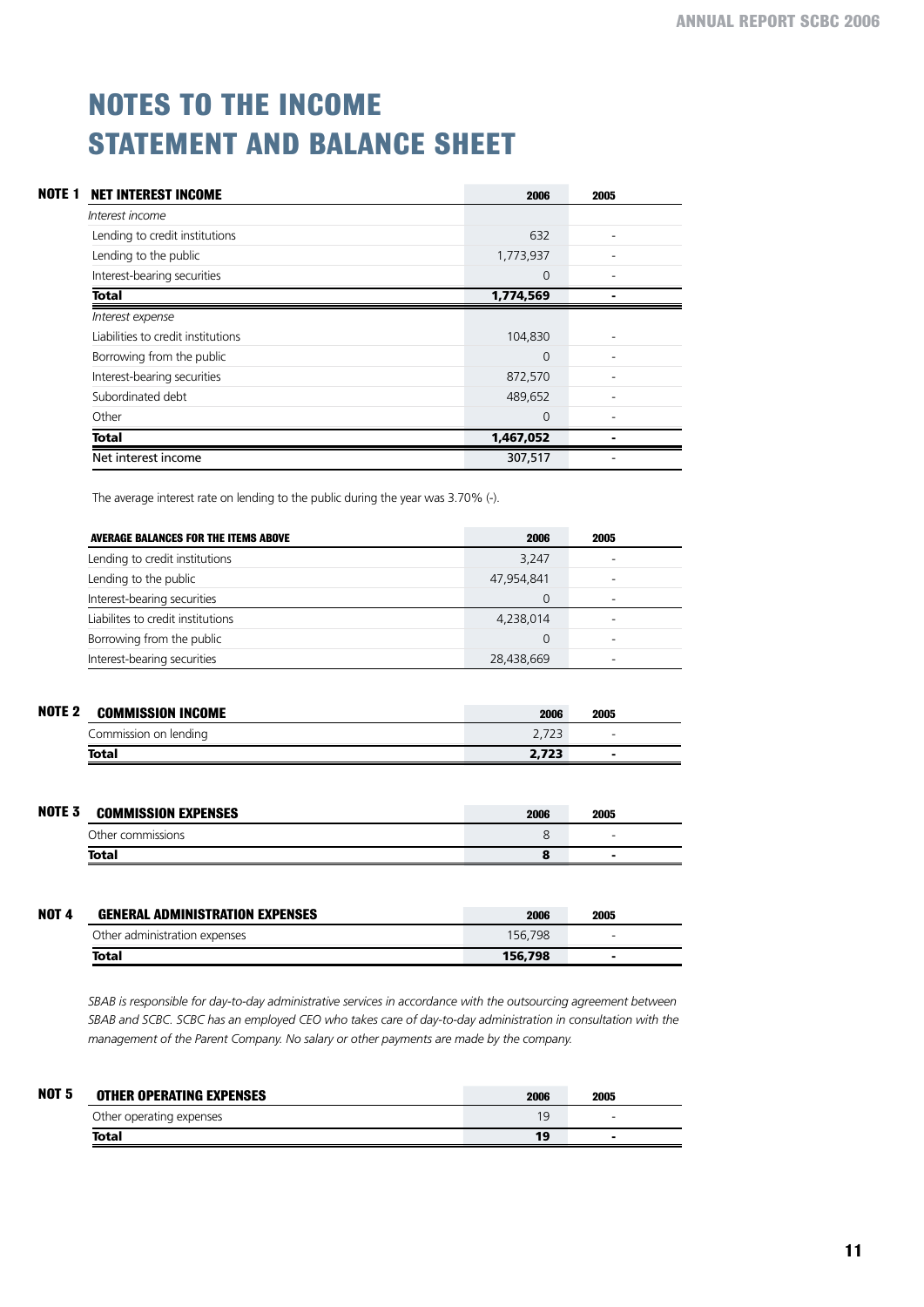# NOTES TO THE INCOME STATEMENT AND BALANCE SHEET

## NOTE 1 NET INTEREST INCOME

| | 2006 | 2005 |
|---|---|---|
| *Interest income* | | |
| Lending to credit institutions | 632 | - |
| Lending to the public | 1,773,937 | - |
| Interest-bearing securities | 0 | - |
| **Total** | **1,774,569** | **-** |
| *Interest expense* | | |
| Liabilities to credit institutions | 104,830 | - |
| Borrowing from the public | 0 | - |
| Interest-bearing securities | 872,570 | - |
| Subordinated debt | 489,652 | - |
| Other | 0 | - |
| **Total** | **1,467,052** | **-** |
| Net interest income | 307,517 | - |

The average interest rate on lending to the public during the year was 3.70% (-).

| AVERAGE BALANCES FOR THE ITEMS ABOVE | 2006 | 2005 |
|---|---|---|
| Lending to credit institutions | 3,247 | - |
| Lending to the public | 47,954,841 | - |
| Interest-bearing securities | 0 | - |
| Liabilites to credit institutions | 4,238,014 | - |
| Borrowing from the public | 0 | - |
| Interest-bearing securities | 28,438,669 | - |

## NOTE 2 COMMISSION INCOME

| | 2006 | 2005 |
|---|---|---|
| Commission on lending | 2,723 | - |
| **Total** | **2,723** | **-** |

## NOTE 3 COMMISSION EXPENSES

| | 2006 | 2005 |
|---|---|---|
| Other commissions | 8 | - |
| **Total** | **8** | **-** |

## NOT 4 GENERAL ADMINISTRATION EXPENSES

| | 2006 | 2005 |
|---|---|---|
| Other administration expenses | 156,798 | - |
| **Total** | **156,798** | **-** |

*SBAB is responsible for day-to-day administrative services in accordance with the outsourcing agreement between SBAB and SCBC. SCBC has an employed CEO who takes care of day-to-day administration in consultation with the management of the Parent Company. No salary or other payments are made by the company.*

## NOT 5 OTHER OPERATING EXPENSES

| | 2006 | 2005 |
|---|---|---|
| Other operating expenses | 19 | - |
| **Total** | **19** | **-** |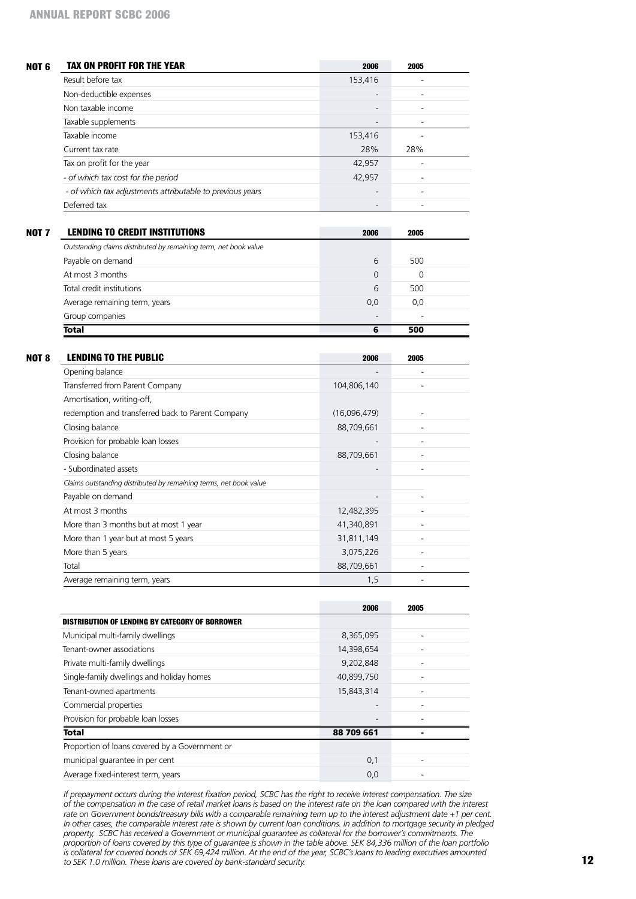## NOT 6 TAX ON PROFIT FOR THE YEAR

| | 2006 | 2005 |
|---|---|---|
| Result before tax | 153,416 | - |
| Non-deductible expenses | - | - |
| Non taxable income | - | - |
| Taxable supplements | - | - |
| Taxable income | 153,416 | - |
| Current tax rate | 28% | 28% |
| Tax on profit for the year | 42,957 | - |
| *- of which tax cost for the period* | 42,957 | - |
| *- of which tax adjustments attributable to previous years* | - | - |
| Deferred tax | - | - |

## NOT 7 LENDING TO CREDIT INSTITUTIONS

| | 2006 | 2005 |
|---|---|---|
| *Outstanding claims distributed by remaining term, net book value* | | |
| Payable on demand | 6 | 500 |
| At most 3 months | 0 | 0 |
| Total credit institutions | 6 | 500 |
| Average remaining term, years | 0,0 | 0,0 |
| Group companies | - | - |
| **Total** | **6** | **500** |

## NOT 8 LENDING TO THE PUBLIC

| | 2006 | 2005 |
|---|---|---|
| Opening balance | - | - |
| Transferred from Parent Company | 104,806,140 | - |
| Amortisation, writing-off, | | |
| redemption and transferred back to Parent Company | (16,096,479) | - |
| Closing balance | 88,709,661 | - |
| Provision for probable loan losses | - | - |
| Closing balance | 88,709,661 | - |
| - Subordinated assets | - | - |
| *Claims outstanding distributed by remaining terms, net book value* | | |
| Payable on demand | - | - |
| At most 3 months | 12,482,395 | - |
| More than 3 months but at most 1 year | 41,340,891 | - |
| More than 1 year but at most 5 years | 31,811,149 | - |
| More than 5 years | 3,075,226 | - |
| Total | 88,709,661 | - |
| Average remaining term, years | 1,5 | - |

| | 2006 | 2005 |
|---|---|---|
| **DISTRIBUTION OF LENDING BY CATEGORY OF BORROWER** | | |
| Municipal multi-family dwellings | 8,365,095 | - |
| Tenant-owner associations | 14,398,654 | - |
| Private multi-family dwellings | 9,202,848 | - |
| Single-family dwellings and holiday homes | 40,899,750 | - |
| Tenant-owned apartments | 15,843,314 | - |
| Commercial properties | - | - |
| Provision for probable loan losses | - | - |
| **Total** | **88 709 661** | **-** |
| Proportion of loans covered by a Government or | | |
| municipal guarantee in per cent | 0,1 | - |
| Average fixed-interest term, years | 0,0 | - |

*If prepayment occurs during the interest fixation period, SCBC has the right to receive interest compensation. The size of the compensation in the case of retail market loans is based on the interest rate on the loan compared with the interest rate on Government bonds/treasury bills with a comparable remaining term up to the interest adjustment date +1 per cent. In other cases, the comparable interest rate is shown by current loan conditions. In addition to mortgage security in pledged property, SCBC has received a Government or municipal guarantee as collateral for the borrower's commitments. The proportion of loans covered by this type of guarantee is shown in the table above. SEK 84,336 million of the loan portfolio is collateral for covered bonds of SEK 69,424 million. At the end of the year, SCBC's loans to leading executives amounted to SEK 1.0 million. These loans are covered by bank-standard security.*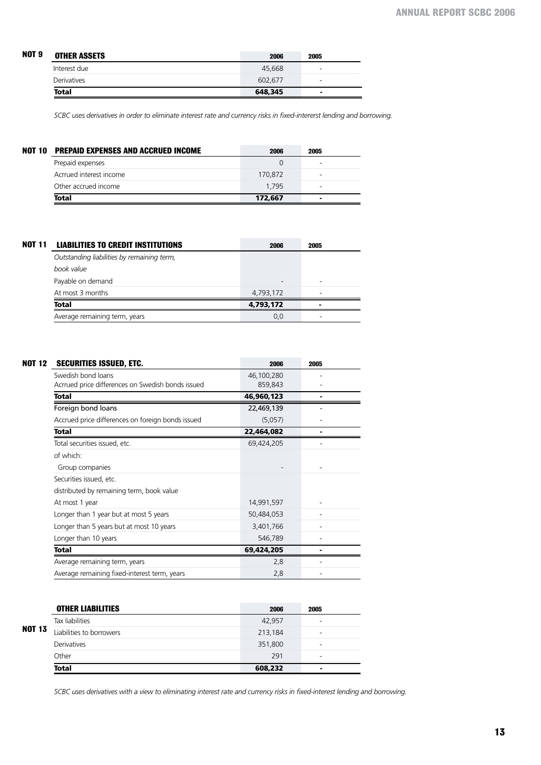## NOT 9 OTHER ASSETS

| OTHER ASSETS | 2006 | 2005 |
|---|---|---|
| Interest due | 45,668 | - |
| Derivatives | 602,677 | - |
| **Total** | **648,345** | **-** |

*SCBC uses derivatives in order to eliminate interest rate and currency risks in fixed-intererst lending and borrowing.*

## NOT 10 PREPAID EXPENSES AND ACCRUED INCOME

| PREPAID EXPENSES AND ACCRUED INCOME | 2006 | 2005 |
|---|---|---|
| Prepaid expenses | 0 | - |
| Acrrued interest income | 170,872 | - |
| Other accrued income | 1,795 | - |
| **Total** | **172,667** | **-** |

## NOT 11 LIABILITIES TO CREDIT INSTITUTIONS

| LIABILITIES TO CREDIT INSTITUTIONS | 2006 | 2005 |
|---|---|---|
| *Outstanding liabilities by remaining term, book value* | | |
| Payable on demand | - | - |
| At most 3 months | 4,793,172 | - |
| **Total** | **4,793,172** | **-** |
| Average remaining term, years | 0,0 | - |

## NOT 12 SECURITIES ISSUED, ETC.

| SECURITIES ISSUED, ETC. | 2006 | 2005 |
|---|---|---|
| Swedish bond loans | 46,100,280 | - |
| Accrued price differences on Swedish bonds issued | 859,843 | - |
| **Total** | **46,960,123** | **-** |
| Foreign bond loans | 22,469,139 | - |
| Accrued price differences on foreign bonds issued | (5,057) | - |
| **Total** | **22,464,082** | **-** |
| Total securities issued, etc. | 69,424,205 | - |
| of which: | | |
| Group companies | - | - |
| Securities issued, etc. distributed by remaining term, book value | | |
| At most 1 year | 14,991,597 | - |
| Longer than 1 year but at most 5 years | 50,484,053 | - |
| Longer than 5 years but at most 10 years | 3,401,766 | - |
| Longer than 10 years | 546,789 | - |
| **Total** | **69,424,205** | **-** |
| Average remaining term, years | 2,8 | - |
| Average remaining fixed-interest term, years | 2,8 | - |

## NOT 13 OTHER LIABILITIES

| OTHER LIABILITIES | 2006 | 2005 |
|---|---|---|
| Tax liabilities | 42,957 | - |
| Liabilities to borrowers | 213,184 | - |
| Derivatives | 351,800 | - |
| Other | 291 | - |
| **Total** | **608,232** | **-** |

*SCBC uses derivatives with a view to eliminating interest rate and currency risks in fixed-interest lending and borrowing.*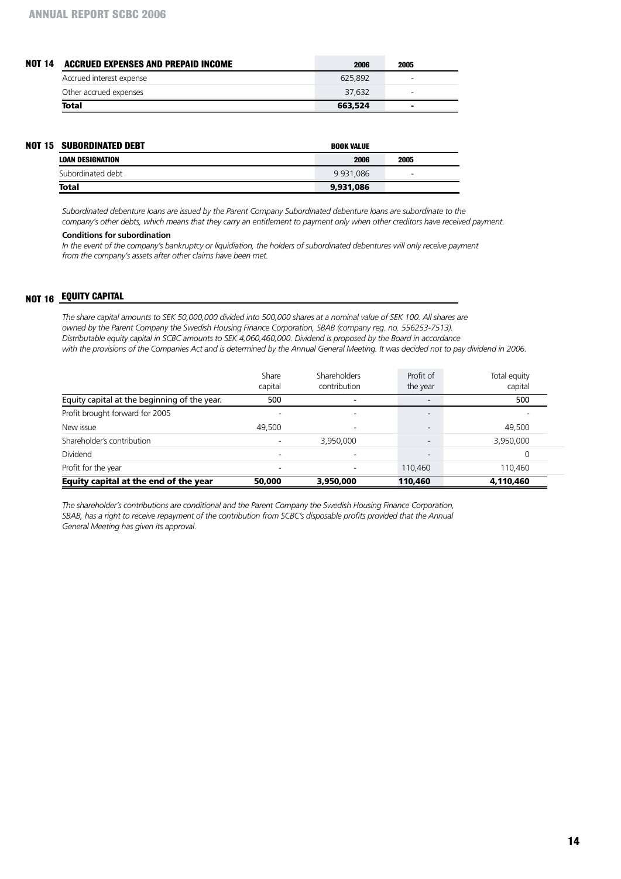## NOT 14 ACCRUED EXPENSES AND PREPAID INCOME

| | 2006 | 2005 |
|---|---|---|
| Accrued interest expense | 625,892 | - |
| Other accrued expenses | 37,632 | - |
| **Total** | **663,524** | **-** |

## NOT 15 SUBORDINATED DEBT

| | BOOK VALUE | |
|---|---|---|
| **LOAN DESIGNATION** | **2006** | **2005** |
| Subordinated debt | 9 931,086 | - |
| **Total** | **9,931,086** | |

*Subordinated debenture loans are issued by the Parent Company Subordinated debenture loans are subordinate to the company's other debts, which means that they carry an entitlement to payment only when other creditors have received payment.*

**Conditions for subordination**

*In the event of the company's bankruptcy or liquidiation, the holders of subordinated debentures will only receive payment from the company's assets after other claims have been met.*

## NOT 16 EQUITY CAPITAL

*The share capital amounts to SEK 50,000,000 divided into 500,000 shares at a nominal value of SEK 100. All shares are owned by the Parent Company the Swedish Housing Finance Corporation, SBAB (company reg. no. 556253-7513). Distributable equity capital in SCBC amounts to SEK 4,060,460,000. Dividend is proposed by the Board in accordance with the provisions of the Companies Act and is determined by the Annual General Meeting. It was decided not to pay dividend in 2006.*

| | Share capital | Shareholders contribution | Profit of the year | Total equity capital |
|---|---|---|---|---|
| Equity capital at the beginning of the year. | 500 | - | - | 500 |
| Profit brought forward for 2005 | - | - | - | - |
| New issue | 49,500 | - | - | 49,500 |
| Shareholder's contribution | - | 3,950,000 | - | 3,950,000 |
| Dividend | - | - | - | 0 |
| Profit for the year | - | - | 110,460 | 110,460 |
| **Equity capital at the end of the year** | **50,000** | **3,950,000** | **110,460** | **4,110,460** |

*The shareholder's contributions are conditional and the Parent Company the Swedish Housing Finance Corporation, SBAB, has a right to receive repayment of the contribution from SCBC's disposable profits provided that the Annual General Meeting has given its approval.*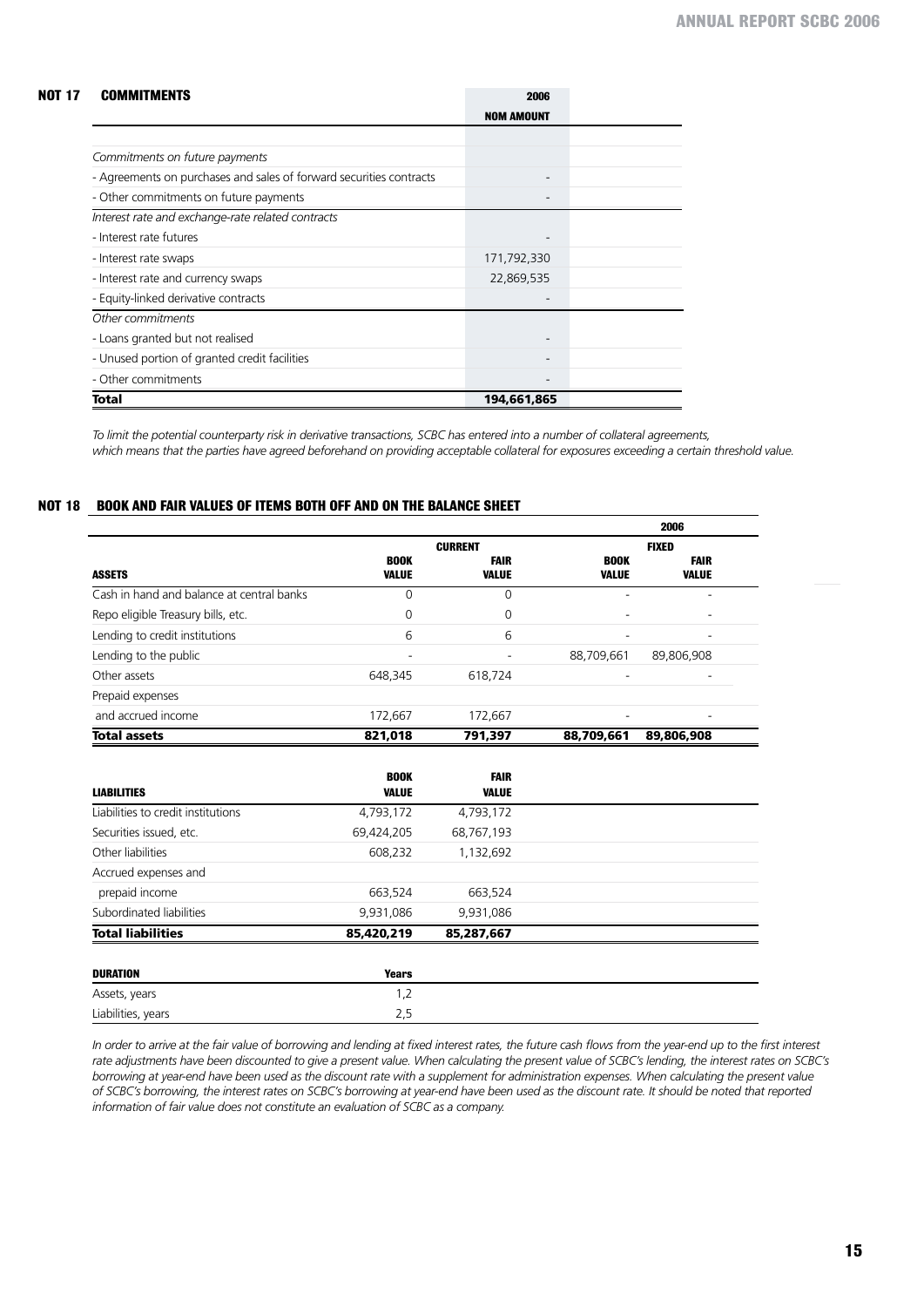## NOT 17 COMMITMENTS

| | 2006 |
|---|---|
| | NOM AMOUNT |
| *Commitments on future payments* | |
| - Agreements on purchases and sales of forward securities contracts | - |
| - Other commitments on future payments | - |
| *Interest rate and exchange-rate related contracts* | |
| - Interest rate futures | - |
| - Interest rate swaps | 171,792,330 |
| - Interest rate and currency swaps | 22,869,535 |
| - Equity-linked derivative contracts | - |
| *Other commitments* | |
| - Loans granted but not realised | - |
| - Unused portion of granted credit facilities | - |
| - Other commitments | - |
| **Total** | **194,661,865** |

*To limit the potential counterparty risk in derivative transactions, SCBC has entered into a number of collateral agreements, which means that the parties have agreed beforehand on providing acceptable collateral for exposures exceeding a certain threshold value.*

## NOT 18 BOOK AND FAIR VALUES OF ITEMS BOTH OFF AND ON THE BALANCE SHEET

| | 2006 | | | |
|---|---|---|---|---|
| | CURRENT | | FIXED | |
| ASSETS | BOOK VALUE | FAIR VALUE | BOOK VALUE | FAIR VALUE |
| Cash in hand and balance at central banks | 0 | 0 | - | - |
| Repo eligible Treasury bills, etc. | 0 | 0 | - | - |
| Lending to credit institutions | 6 | 6 | - | - |
| Lending to the public | - | - | 88,709,661 | 89,806,908 |
| Other assets | 648,345 | 618,724 | - | - |
| Prepaid expenses and accrued income | 172,667 | 172,667 | - | - |
| **Total assets** | **821,018** | **791,397** | **88,709,661** | **89,806,908** |

| LIABILITIES | BOOK VALUE | FAIR VALUE |
|---|---|---|
| Liabilities to credit institutions | 4,793,172 | 4,793,172 |
| Securities issued, etc. | 69,424,205 | 68,767,193 |
| Other liabilities | 608,232 | 1,132,692 |
| Accrued expenses and prepaid income | 663,524 | 663,524 |
| Subordinated liabilities | 9,931,086 | 9,931,086 |
| **Total liabilities** | **85,420,219** | **85,287,667** |

| DURATION | Years |
|---|---|
| Assets, years | 1,2 |
| Liabilities, years | 2,5 |

*In order to arrive at the fair value of borrowing and lending at fixed interest rates, the future cash flows from the year-end up to the first interest rate adjustments have been discounted to give a present value. When calculating the present value of SCBC's lending, the interest rates on SCBC's borrowing at year-end have been used as the discount rate with a supplement for administration expenses. When calculating the present value of SCBC's borrowing, the interest rates on SCBC's borrowing at year-end have been used as the discount rate. It should be noted that reported information of fair value does not constitute an evaluation of SCBC as a company.*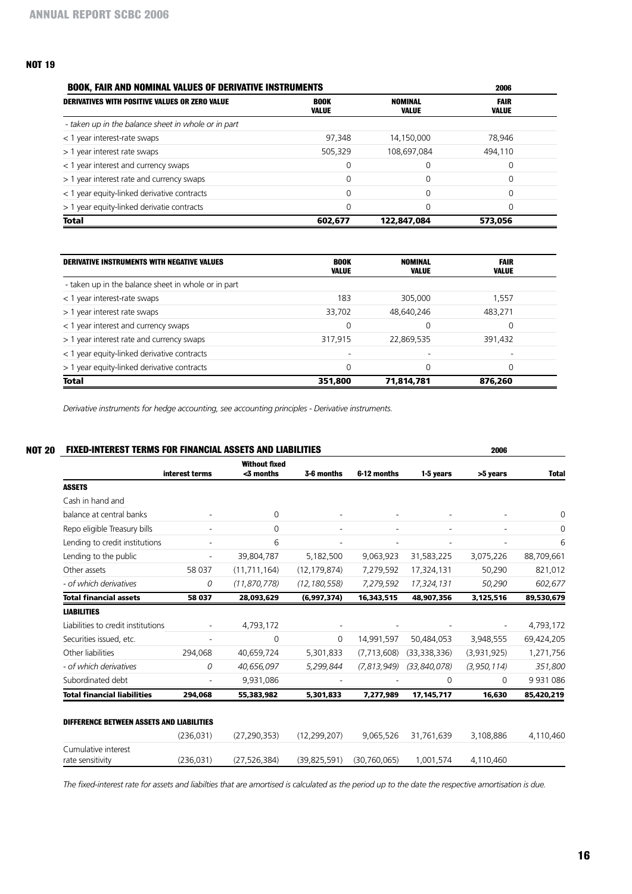## NOT 19

| BOOK, FAIR AND NOMINAL VALUES OF DERIVATIVE INSTRUMENTS | | | 2006 |
|---|---|---|---|
| **DERIVATIVES WITH POSITIVE VALUES OR ZERO VALUE** | **BOOK VALUE** | **NOMINAL VALUE** | **FAIR VALUE** |
| *- taken up in the balance sheet in whole or in part* | | | |
| < 1 year interest-rate swaps | 97,348 | 14,150,000 | 78,946 |
| > 1 year interest rate swaps | 505,329 | 108,697,084 | 494,110 |
| < 1 year interest and currency swaps | 0 | 0 | 0 |
| > 1 year interest rate and currency swaps | 0 | 0 | 0 |
| < 1 year equity-linked derivative contracts | 0 | 0 | 0 |
| > 1 year equity-linked derivatie contracts | 0 | 0 | 0 |
| **Total** | **602,677** | **122,847,084** | **573,056** |

| DERIVATIVE INSTRUMENTS WITH NEGATIVE VALUES | BOOK VALUE | NOMINAL VALUE | FAIR VALUE |
|---|---|---|---|
| - taken up in the balance sheet in whole or in part | | | |
| < 1 year interest-rate swaps | 183 | 305,000 | 1,557 |
| > 1 year interest rate swaps | 33,702 | 48,640,246 | 483,271 |
| < 1 year interest and currency swaps | 0 | 0 | 0 |
| > 1 year interest rate and currency swaps | 317,915 | 22,869,535 | 391,432 |
| < 1 year equity-linked derivative contracts | - | - | - |
| > 1 year equity-linked derivative contracts | 0 | 0 | 0 |
| **Total** | **351,800** | **71,814,781** | **876,260** |

*Derivative instruments for hedge accounting, see accounting principles - Derivative instruments.*

## NOT 20 FIXED-INTEREST TERMS FOR FINANCIAL ASSETS AND LIABILITIES

2006

| | Without fixed interest terms | <3 months | 3-6 months | 6-12 months | 1-5 years | >5 years | Total |
|---|---|---|---|---|---|---|---|
| **ASSETS** | | | | | | | |
| Cash in hand and balance at central banks | - | 0 | - | - | - | - | 0 |
| Repo eligible Treasury bills | - | 0 | - | - | - | - | 0 |
| Lending to credit institutions | - | 6 | - | - | - | - | 6 |
| Lending to the public | - | 39,804,787 | 5,182,500 | 9,063,923 | 31,583,225 | 3,075,226 | 88,709,661 |
| Other assets | 58 037 | (11,711,164) | (12,179,874) | 7,279,592 | 17,324,131 | 50,290 | 821,012 |
| *- of which derivatives* | *0* | *(11,870,778)* | *(12,180,558)* | *7,279,592* | *17,324,131* | *50,290* | *602,677* |
| **Total financial assets** | **58 037** | **28,093,629** | **(6,997,374)** | **16,343,515** | **48,907,356** | **3,125,516** | **89,530,679** |
| **LIABILITIES** | | | | | | | |
| Liabilities to credit institutions | - | 4,793,172 | - | - | - | - | 4,793,172 |
| Securities issued, etc. | - | 0 | 0 | 14,991,597 | 50,484,053 | 3,948,555 | 69,424,205 |
| Other liabilities | 294,068 | 40,659,724 | 5,301,833 | (7,713,608) | (33,338,336) | (3,931,925) | 1,271,756 |
| *- of which derivatives* | *0* | *40,656,097* | *5,299,844* | *(7,813,949)* | *(33,840,078)* | *(3,950,114)* | *351,800* |
| Subordinated debt | - | 9,931,086 | - | - | 0 | 0 | 9 931 086 |
| **Total financial liabilities** | **294,068** | **55,383,982** | **5,301,833** | **7,277,989** | **17,145,717** | **16,630** | **85,420,219** |
| **DIFFERENCE BETWEEN ASSETS AND LIABILITIES** | | | | | | | |
| | (236,031) | (27,290,353) | (12,299,207) | 9,065,526 | 31,761,639 | 3,108,886 | 4,110,460 |
| Cumulative interest rate sensitivity | (236,031) | (27,526,384) | (39,825,591) | (30,760,065) | 1,001,574 | 4,110,460 | |

*The fixed-interest rate for assets and liabilties that are amortised is calculated as the period up to the date the respective amortisation is due.*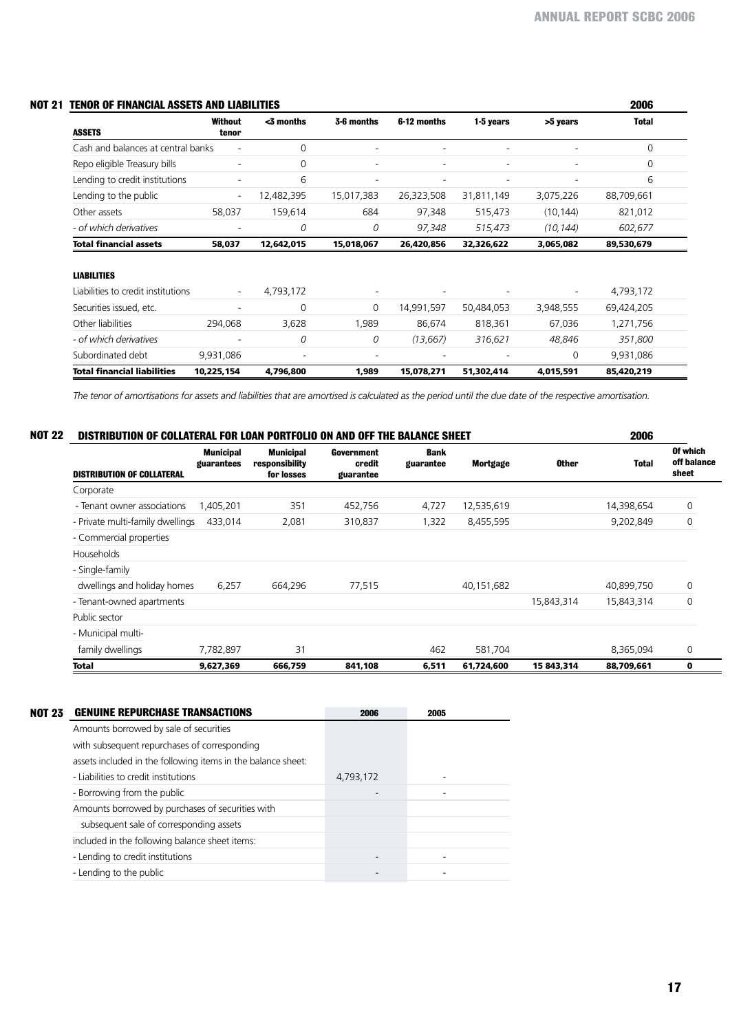## NOT 21 TENOR OF FINANCIAL ASSETS AND LIABILITIES

2006

| ASSETS | Without tenor | <3 months | 3-6 months | 6-12 months | 1-5 years | >5 years | Total |
|---|---|---|---|---|---|---|---|
| Cash and balances at central banks | - | 0 | - | - | - | - | 0 |
| Repo eligible Treasury bills | - | 0 | - | - | - | - | 0 |
| Lending to credit institutions | - | 6 | - | - | - | - | 6 |
| Lending to the public | - | 12,482,395 | 15,017,383 | 26,323,508 | 31,811,149 | 3,075,226 | 88,709,661 |
| Other assets | 58,037 | 159,614 | 684 | 97,348 | 515,473 | (10,144) | 821,012 |
| *- of which derivatives* | - | *0* | *0* | *97,348* | *515,473* | *(10,144)* | *602,677* |
| **Total financial assets** | **58,037** | **12,642,015** | **15,018,067** | **26,420,856** | **32,326,622** | **3,065,082** | **89,530,679** |
| **LIABILITIES** | | | | | | | |
| Liabilities to credit institutions | - | 4,793,172 | - | - | - | - | 4,793,172 |
| Securities issued, etc. | - | 0 | 0 | 14,991,597 | 50,484,053 | 3,948,555 | 69,424,205 |
| Other liabilities | 294,068 | 3,628 | 1,989 | 86,674 | 818,361 | 67,036 | 1,271,756 |
| *- of which derivatives* | - | *0* | *0* | *(13,667)* | *316,621* | *48,846* | *351,800* |
| Subordinated debt | 9,931,086 | - | - | - | - | 0 | 9,931,086 |
| **Total financial liabilities** | **10,225,154** | **4,796,800** | **1,989** | **15,078,271** | **51,302,414** | **4,015,591** | **85,420,219** |

*The tenor of amortisations for assets and liabilities that are amortised is calculated as the period until the due date of the respective amortisation.*

## NOT 22 DISTRIBUTION OF COLLATERAL FOR LOAN PORTFOLIO ON AND OFF THE BALANCE SHEET

2006

| DISTRIBUTION OF COLLATERAL | Municipal guarantees | Municipal responsibility for losses | Government credit guarantee | Bank guarantee | Mortgage | Other | Total | Of which off balance sheet |
|---|---|---|---|---|---|---|---|---|
| Corporate | | | | | | | | |
| - Tenant owner associations | 1,405,201 | 351 | 452,756 | 4,727 | 12,535,619 | | 14,398,654 | 0 |
| - Private multi-family dwellings | 433,014 | 2,081 | 310,837 | 1,322 | 8,455,595 | | 9,202,849 | 0 |
| - Commercial properties | | | | | | | | |
| Households | | | | | | | | |
| - Single-family dwellings and holiday homes | 6,257 | 664,296 | 77,515 | | 40,151,682 | | 40,899,750 | 0 |
| - Tenant-owned apartments | | | | | | 15,843,314 | 15,843,314 | 0 |
| Public sector | | | | | | | | |
| - Municipal multi-family dwellings | 7,782,897 | 31 | | 462 | 581,704 | | 8,365,094 | 0 |
| **Total** | **9,627,369** | **666,759** | **841,108** | **6,511** | **61,724,600** | **15 843,314** | **88,709,661** | **0** |

## NOT 23 GENUINE REPURCHASE TRANSACTIONS

| | 2006 | 2005 |
|---|---|---|
| Amounts borrowed by sale of securities with subsequent repurchases of corresponding assets included in the following items in the balance sheet: | | |
| - Liabilities to credit institutions | 4,793,172 | - |
| - Borrowing from the public | - | - |
| Amounts borrowed by purchases of securities with subsequent sale of corresponding assets included in the following balance sheet items: | | |
| - Lending to credit institutions | - | - |
| - Lending to the public | - | - |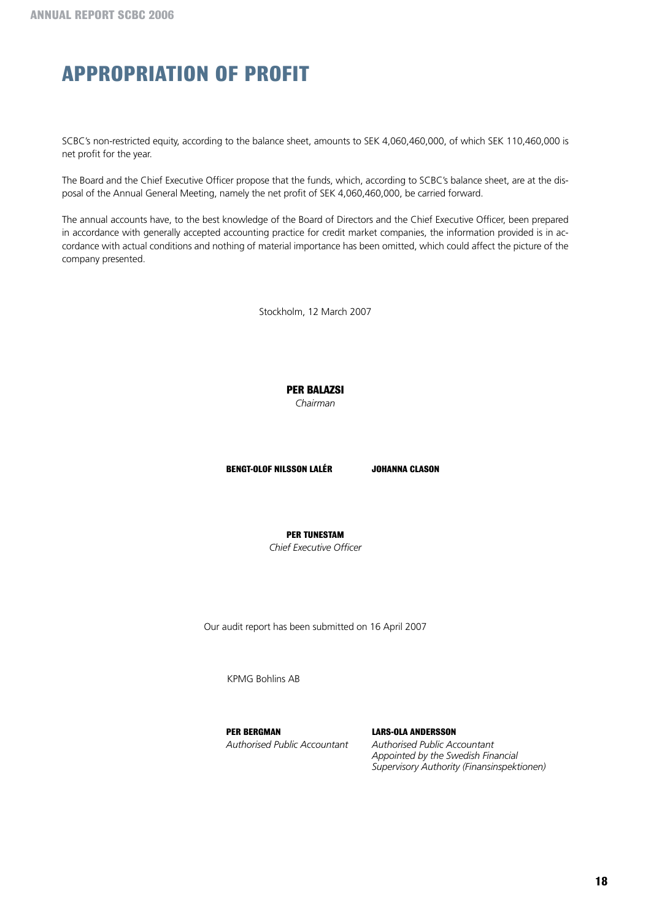# APPROPRIATION OF PROFIT

SCBC's non-restricted equity, according to the balance sheet, amounts to SEK 4,060,460,000, of which SEK 110,460,000 is net profit for the year.

The Board and the Chief Executive Officer propose that the funds, which, according to SCBC's balance sheet, are at the disposal of the Annual General Meeting, namely the net profit of SEK 4,060,460,000, be carried forward.

The annual accounts have, to the best knowledge of the Board of Directors and the Chief Executive Officer, been prepared in accordance with generally accepted accounting practice for credit market companies, the information provided is in accordance with actual conditions and nothing of material importance has been omitted, which could affect the picture of the company presented.

Stockholm, 12 March 2007

**PER BALAZSI**
*Chairman*

**BENGT-OLOF NILSSON LALÉR**

**JOHANNA CLASON**

**PER TUNESTAM**
*Chief Executive Officer*

Our audit report has been submitted on 16 April 2007

KPMG Bohlins AB

**PER BERGMAN**
*Authorised Public Accountant*

**LARS-OLA ANDERSSON**
*Authorised Public Accountant*
*Appointed by the Swedish Financial Supervisory Authority (Finansinspektionen)*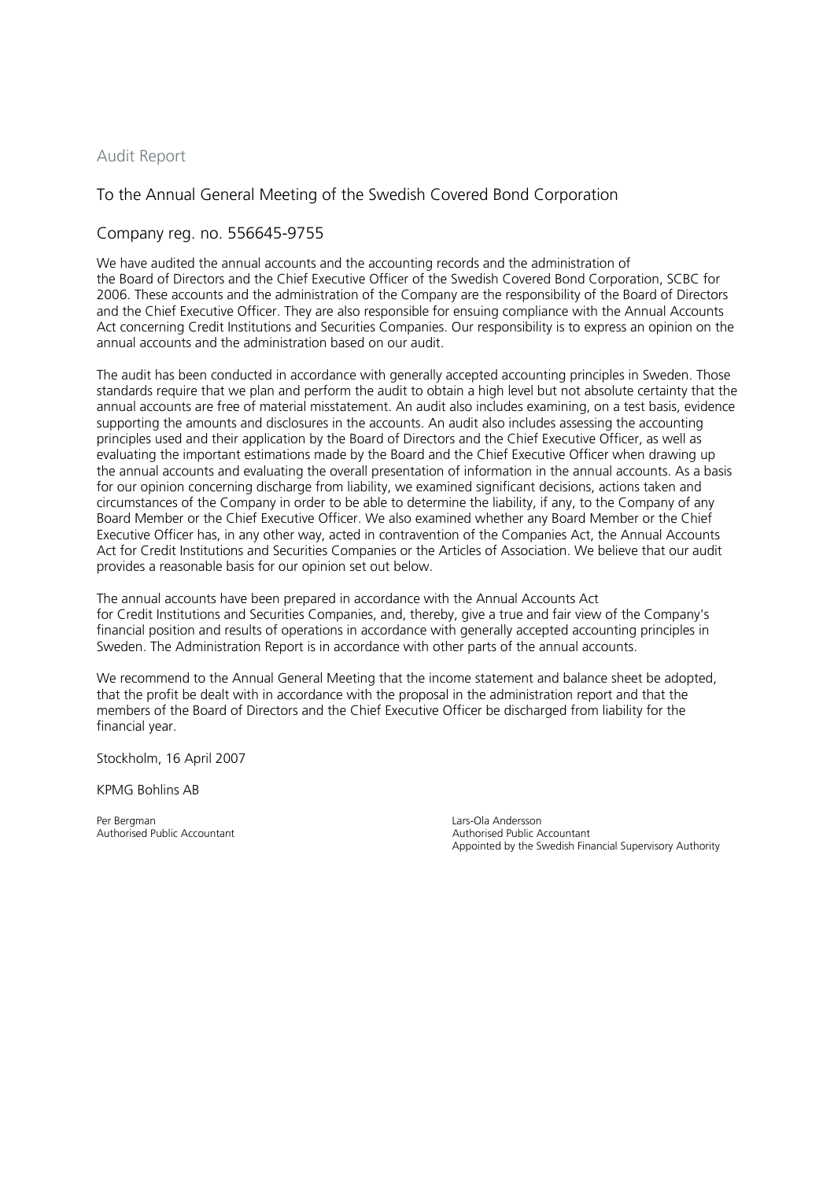## Audit Report

### To the Annual General Meeting of the Swedish Covered Bond Corporation

### Company reg. no. 556645-9755

We have audited the annual accounts and the accounting records and the administration of the Board of Directors and the Chief Executive Officer of the Swedish Covered Bond Corporation, SCBC for 2006. These accounts and the administration of the Company are the responsibility of the Board of Directors and the Chief Executive Officer. They are also responsible for ensuing compliance with the Annual Accounts Act concerning Credit Institutions and Securities Companies. Our responsibility is to express an opinion on the annual accounts and the administration based on our audit.

The audit has been conducted in accordance with generally accepted accounting principles in Sweden. Those standards require that we plan and perform the audit to obtain a high level but not absolute certainty that the annual accounts are free of material misstatement. An audit also includes examining, on a test basis, evidence supporting the amounts and disclosures in the accounts. An audit also includes assessing the accounting principles used and their application by the Board of Directors and the Chief Executive Officer, as well as evaluating the important estimations made by the Board and the Chief Executive Officer when drawing up the annual accounts and evaluating the overall presentation of information in the annual accounts. As a basis for our opinion concerning discharge from liability, we examined significant decisions, actions taken and circumstances of the Company in order to be able to determine the liability, if any, to the Company of any Board Member or the Chief Executive Officer. We also examined whether any Board Member or the Chief Executive Officer has, in any other way, acted in contravention of the Companies Act, the Annual Accounts Act for Credit Institutions and Securities Companies or the Articles of Association. We believe that our audit provides a reasonable basis for our opinion set out below.

The annual accounts have been prepared in accordance with the Annual Accounts Act for Credit Institutions and Securities Companies, and, thereby, give a true and fair view of the Company's financial position and results of operations in accordance with generally accepted accounting principles in Sweden. The Administration Report is in accordance with other parts of the annual accounts.

We recommend to the Annual General Meeting that the income statement and balance sheet be adopted, that the profit be dealt with in accordance with the proposal in the administration report and that the members of the Board of Directors and the Chief Executive Officer be discharged from liability for the financial year.

Stockholm, 16 April 2007

KPMG Bohlins AB

Per Bergman
Authorised Public Accountant

Lars-Ola Andersson
Authorised Public Accountant
Appointed by the Swedish Financial Supervisory Authority